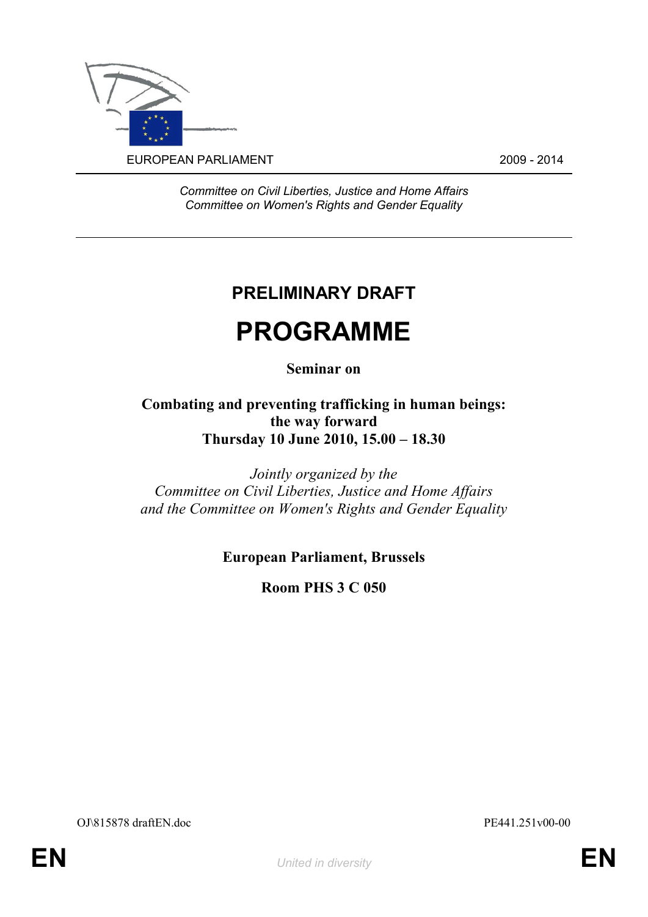EUROPEAN PARLIAMENT 2009 - 2014

*Committee on Civil Liberties, Justice and Home Affairs*
*Committee on Women's Rights and Gender Equality*

# PRELIMINARY DRAFT

# PROGRAMME

**Seminar on**

**Combating and preventing trafficking in human beings: the way forward**
**Thursday 10 June 2010, 15.00 – 18.30**

*Jointly organized by the*
*Committee on Civil Liberties, Justice and Home Affairs*
*and the Committee on Women's Rights and Gender Equality*

**European Parliament, Brussels**

**Room PHS 3 C 050**

OJ\815878 draftEN.doc PE441.251v00-00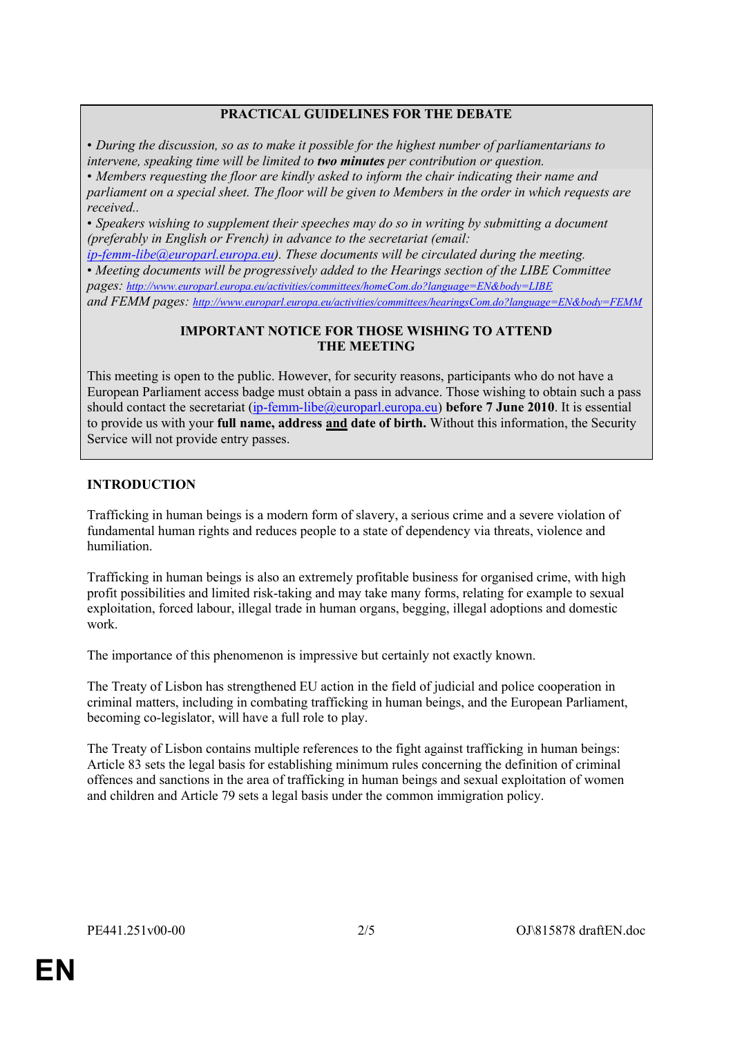**PRACTICAL GUIDELINES FOR THE DEBATE**

- *During the discussion, so as to make it possible for the highest number of parliamentarians to intervene, speaking time will be limited to* ***two minutes*** *per contribution or question.*
- *Members requesting the floor are kindly asked to inform the chair indicating their name and parliament on a special sheet. The floor will be given to Members in the order in which requests are received..*
- *Speakers wishing to supplement their speeches may do so in writing by submitting a document (preferably in English or French) in advance to the secretariat (email: ip-femm-libe@europarl.europa.eu). These documents will be circulated during the meeting.*
- *Meeting documents will be progressively added to the Hearings section of the LIBE Committee pages: http://www.europarl.europa.eu/activities/committees/homeCom.do?language=EN&body=LIBE and FEMM pages: http://www.europarl.europa.eu/activities/committees/hearingsCom.do?language=EN&body=FEMM*

**IMPORTANT NOTICE FOR THOSE WISHING TO ATTEND THE MEETING**

This meeting is open to the public. However, for security reasons, participants who do not have a European Parliament access badge must obtain a pass in advance. Those wishing to obtain such a pass should contact the secretariat (ip-femm-libe@europarl.europa.eu) **before 7 June 2010**. It is essential to provide us with your **full name, address and date of birth.** Without this information, the Security Service will not provide entry passes.

## INTRODUCTION

Trafficking in human beings is a modern form of slavery, a serious crime and a severe violation of fundamental human rights and reduces people to a state of dependency via threats, violence and humiliation.

Trafficking in human beings is also an extremely profitable business for organised crime, with high profit possibilities and limited risk-taking and may take many forms, relating for example to sexual exploitation, forced labour, illegal trade in human organs, begging, illegal adoptions and domestic work.

The importance of this phenomenon is impressive but certainly not exactly known.

The Treaty of Lisbon has strengthened EU action in the field of judicial and police cooperation in criminal matters, including in combating trafficking in human beings, and the European Parliament, becoming co-legislator, will have a full role to play.

The Treaty of Lisbon contains multiple references to the fight against trafficking in human beings: Article 83 sets the legal basis for establishing minimum rules concerning the definition of criminal offences and sanctions in the area of trafficking in human beings and sexual exploitation of women and children and Article 79 sets a legal basis under the common immigration policy.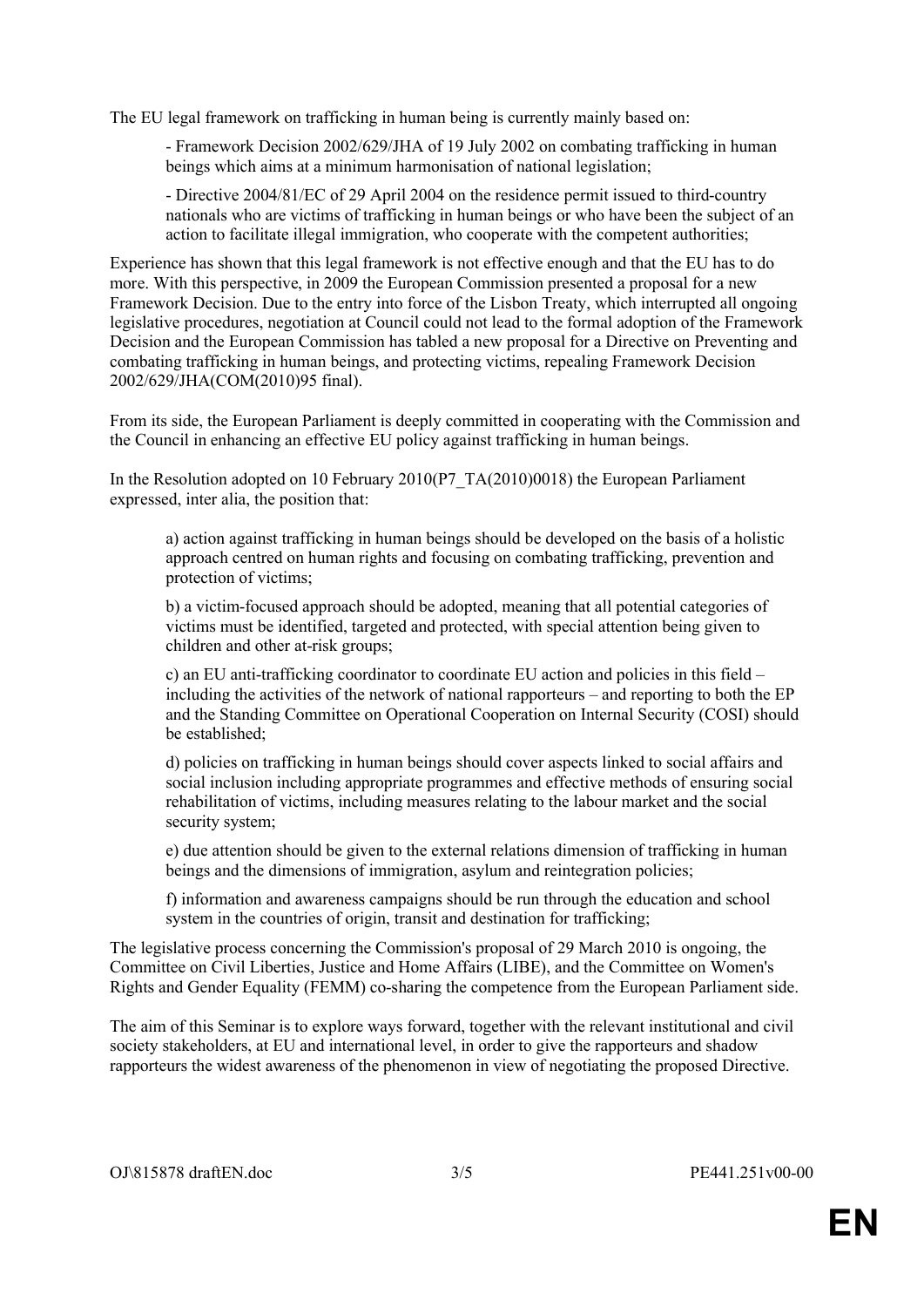The EU legal framework on trafficking in human being is currently mainly based on:

- Framework Decision 2002/629/JHA of 19 July 2002 on combating trafficking in human beings which aims at a minimum harmonisation of national legislation;

- Directive 2004/81/EC of 29 April 2004 on the residence permit issued to third-country nationals who are victims of trafficking in human beings or who have been the subject of an action to facilitate illegal immigration, who cooperate with the competent authorities;

Experience has shown that this legal framework is not effective enough and that the EU has to do more. With this perspective, in 2009 the European Commission presented a proposal for a new Framework Decision. Due to the entry into force of the Lisbon Treaty, which interrupted all ongoing legislative procedures, negotiation at Council could not lead to the formal adoption of the Framework Decision and the European Commission has tabled a new proposal for a Directive on Preventing and combating trafficking in human beings, and protecting victims, repealing Framework Decision 2002/629/JHA(COM(2010)95 final).

From its side, the European Parliament is deeply committed in cooperating with the Commission and the Council in enhancing an effective EU policy against trafficking in human beings.

In the Resolution adopted on 10 February 2010(P7_TA(2010)0018) the European Parliament expressed, inter alia, the position that:

a) action against trafficking in human beings should be developed on the basis of a holistic approach centred on human rights and focusing on combating trafficking, prevention and protection of victims;

b) a victim-focused approach should be adopted, meaning that all potential categories of victims must be identified, targeted and protected, with special attention being given to children and other at-risk groups;

c) an EU anti-trafficking coordinator to coordinate EU action and policies in this field – including the activities of the network of national rapporteurs – and reporting to both the EP and the Standing Committee on Operational Cooperation on Internal Security (COSI) should be established;

d) policies on trafficking in human beings should cover aspects linked to social affairs and social inclusion including appropriate programmes and effective methods of ensuring social rehabilitation of victims, including measures relating to the labour market and the social security system;

e) due attention should be given to the external relations dimension of trafficking in human beings and the dimensions of immigration, asylum and reintegration policies;

f) information and awareness campaigns should be run through the education and school system in the countries of origin, transit and destination for trafficking;

The legislative process concerning the Commission's proposal of 29 March 2010 is ongoing, the Committee on Civil Liberties, Justice and Home Affairs (LIBE), and the Committee on Women's Rights and Gender Equality (FEMM) co-sharing the competence from the European Parliament side.

The aim of this Seminar is to explore ways forward, together with the relevant institutional and civil society stakeholders, at EU and international level, in order to give the rapporteurs and shadow rapporteurs the widest awareness of the phenomenon in view of negotiating the proposed Directive.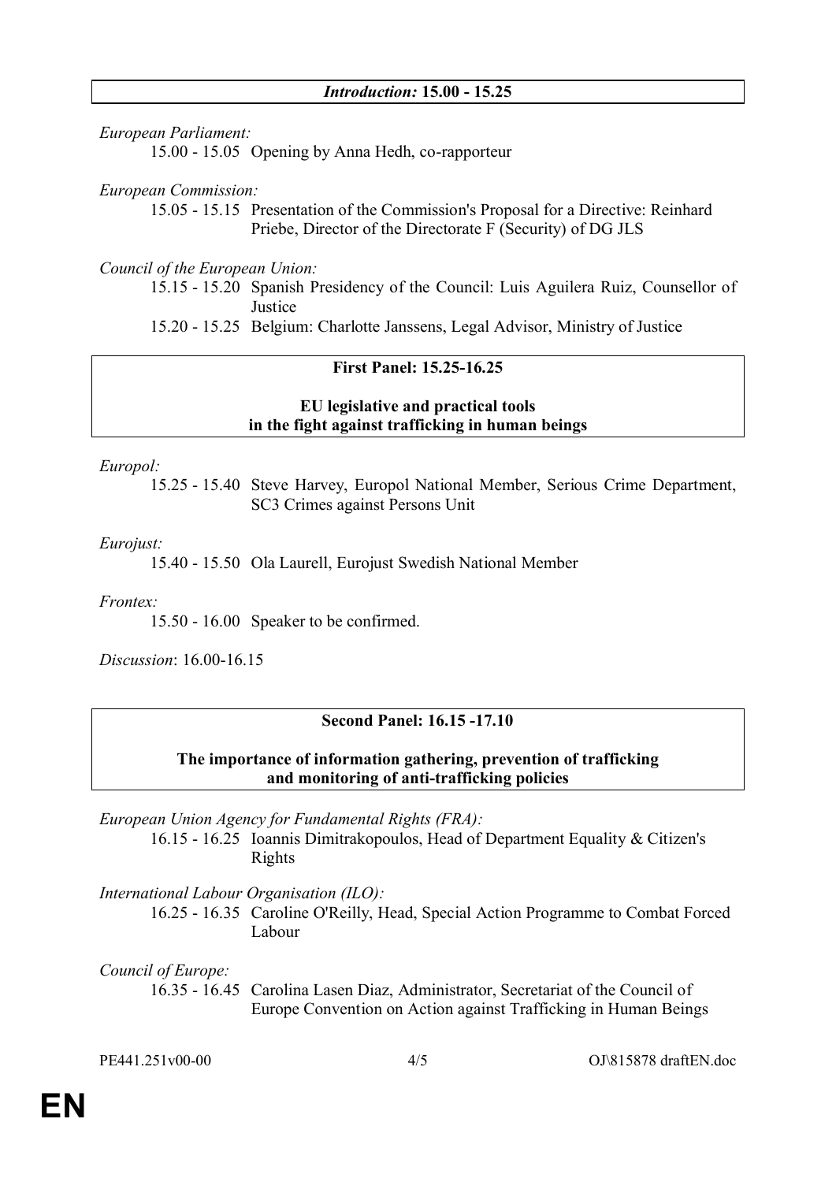**_Introduction:_ 15.00 - 15.25**

*European Parliament:*

15.00 - 15.05 Opening by Anna Hedh, co-rapporteur

*European Commission:*

15.05 - 15.15 Presentation of the Commission's Proposal for a Directive: Reinhard Priebe, Director of the Directorate F (Security) of DG JLS

*Council of the European Union:*

15.15 - 15.20 Spanish Presidency of the Council: Luis Aguilera Ruiz, Counsellor of Justice

15.20 - 15.25 Belgium: Charlotte Janssens, Legal Advisor, Ministry of Justice

**First Panel: 15.25-16.25**

**EU legislative and practical tools in the fight against trafficking in human beings**

*Europol:*

15.25 - 15.40 Steve Harvey, Europol National Member, Serious Crime Department, SC3 Crimes against Persons Unit

*Eurojust:*

15.40 - 15.50 Ola Laurell, Eurojust Swedish National Member

*Frontex:*

15.50 - 16.00 Speaker to be confirmed.

*Discussion*: 16.00-16.15

**Second Panel: 16.15 -17.10**

**The importance of information gathering, prevention of trafficking and monitoring of anti-trafficking policies**

*European Union Agency for Fundamental Rights (FRA):*

16.15 - 16.25 Ioannis Dimitrakopoulos, Head of Department Equality & Citizen's Rights

*International Labour Organisation (ILO):*

16.25 - 16.35 Caroline O'Reilly, Head, Special Action Programme to Combat Forced Labour

*Council of Europe:*

16.35 - 16.45 Carolina Lasen Diaz, Administrator, Secretariat of the Council of Europe Convention on Action against Trafficking in Human Beings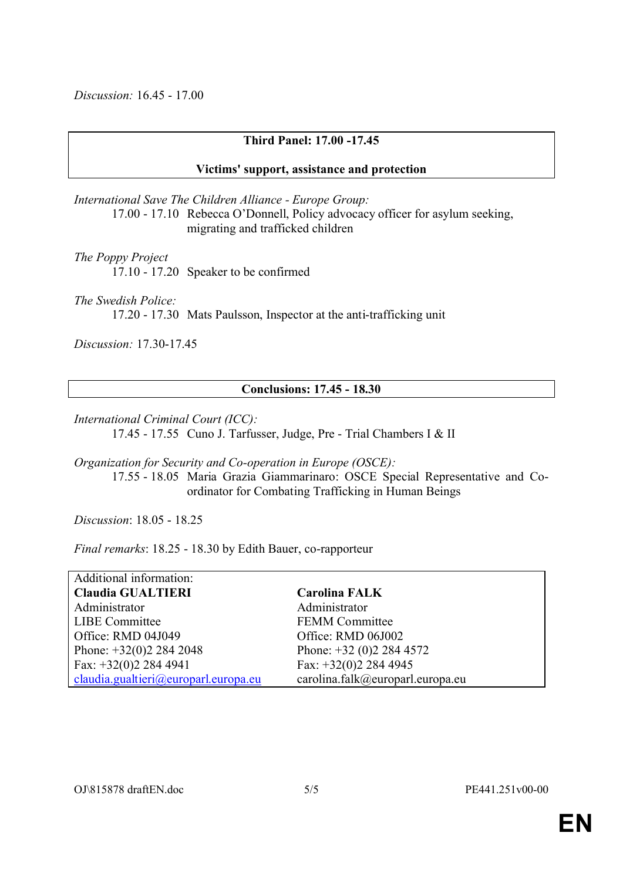*Discussion:* 16.45 - 17.00

**Third Panel: 17.00 -17.45**

**Victims' support, assistance and protection**

*International Save The Children Alliance - Europe Group:*
17.00 - 17.10 Rebecca O'Donnell, Policy advocacy officer for asylum seeking, migrating and trafficked children

*The Poppy Project*
17.10 - 17.20 Speaker to be confirmed

*The Swedish Police:*
17.20 - 17.30 Mats Paulsson, Inspector at the anti-trafficking unit

*Discussion:* 17.30-17.45

**Conclusions: 17.45 - 18.30**

*International Criminal Court (ICC):*
17.45 - 17.55 Cuno J. Tarfusser, Judge, Pre - Trial Chambers I & II

*Organization for Security and Co-operation in Europe (OSCE):*
17.55 - 18.05 Maria Grazia Giammarinaro: OSCE Special Representative and Co-ordinator for Combating Trafficking in Human Beings

*Discussion*: 18.05 - 18.25

*Final remarks*: 18.25 - 18.30 by Edith Bauer, co-rapporteur

| Additional information: | |
| --- | --- |
| **Claudia GUALTIERI** | **Carolina FALK** |
| Administrator | Administrator |
| LIBE Committee | FEMM Committee |
| Office: RMD 04J049 | Office: RMD 06J002 |
| Phone: +32(0)2 284 2048 | Phone: +32 (0)2 284 4572 |
| Fax: +32(0)2 284 4941 | Fax: +32(0)2 284 4945 |
| claudia.gualtieri@europarl.europa.eu | carolina.falk@europarl.europa.eu |